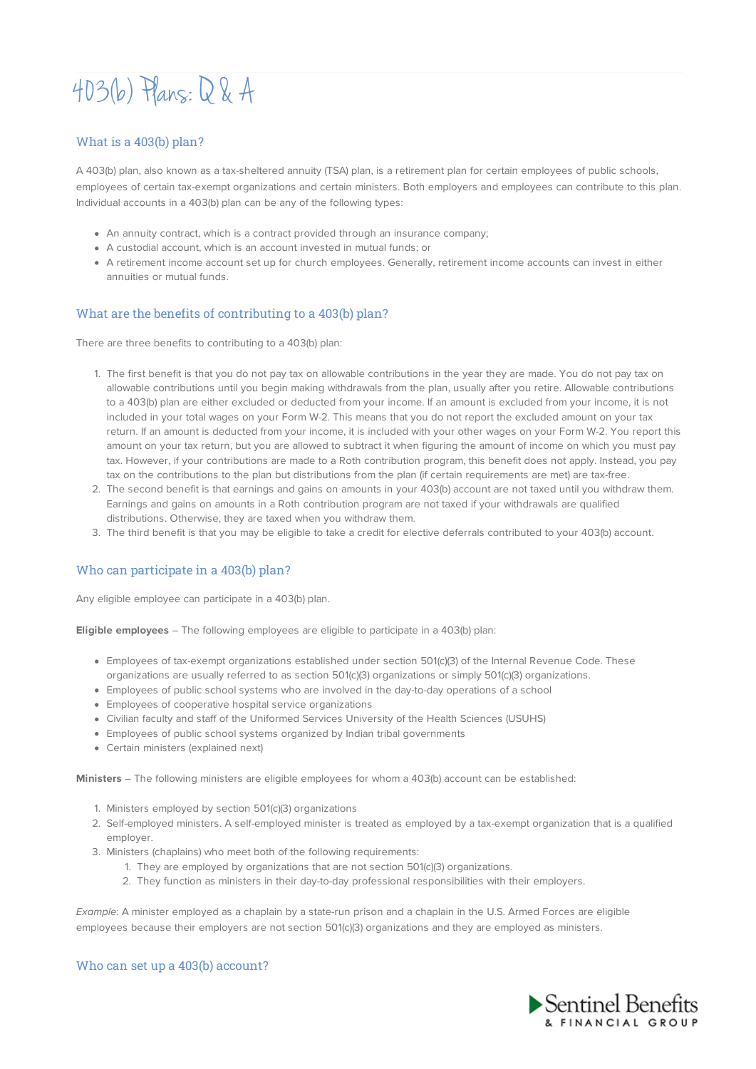# 403(b) Plans: Q & A

## What is a 403(b) plan?

A 403(b) plan, also known as a tax-sheltered annuity (TSA) plan, is a retirement plan for certain employees of public schools, employees of certain tax-exempt organizations and certain ministers. Both employers and employees can contribute to this plan. Individual accounts in a 403(b) plan can be any of the following types:

- An annuity contract, which is a contract provided through an insurance company;
- A custodial account, which is an account invested in mutual funds; or
- A retirement income account set up for church employees. Generally, retirement income accounts can invest in either annuities or mutual funds.

## What are the benefits of contributing to a 403(b) plan?

There are three benefits to contributing to a 403(b) plan:

1. The first benefit is that you do not pay tax on allowable contributions in the year they are made. You do not pay tax on allowable contributions until you begin making withdrawals from the plan, usually after you retire. Allowable contributions to a 403(b) plan are either excluded or deducted from your income. If an amount is excluded from your income, it is not included in your total wages on your Form W-2. This means that you do not report the excluded amount on your tax return. If an amount is deducted from your income, it is included with your other wages on your Form W-2. You report this amount on your tax return, but you are allowed to subtract it when figuring the amount of income on which you must pay tax. However, if your contributions are made to a Roth contribution program, this benefit does not apply. Instead, you pay tax on the contributions to the plan but distributions from the plan (if certain requirements are met) are tax-free.
2. The second benefit is that earnings and gains on amounts in your 403(b) account are not taxed until you withdraw them. Earnings and gains on amounts in a Roth contribution program are not taxed if your withdrawals are qualified distributions. Otherwise, they are taxed when you withdraw them.
3. The third benefit is that you may be eligible to take a credit for elective deferrals contributed to your 403(b) account.

## Who can participate in a 403(b) plan?

Any eligible employee can participate in a 403(b) plan.

**Eligible employees** – The following employees are eligible to participate in a 403(b) plan:

- Employees of tax-exempt organizations established under section 501(c)(3) of the Internal Revenue Code. These organizations are usually referred to as section 501(c)(3) organizations or simply 501(c)(3) organizations.
- Employees of public school systems who are involved in the day-to-day operations of a school
- Employees of cooperative hospital service organizations
- Civilian faculty and staff of the Uniformed Services University of the Health Sciences (USUHS)
- Employees of public school systems organized by Indian tribal governments
- Certain ministers (explained next)

**Ministers** – The following ministers are eligible employees for whom a 403(b) account can be established:

1. Ministers employed by section 501(c)(3) organizations
2. Self-employed ministers. A self-employed minister is treated as employed by a tax-exempt organization that is a qualified employer.
3. Ministers (chaplains) who meet both of the following requirements:
    1. They are employed by organizations that are not section 501(c)(3) organizations.
    2. They function as ministers in their day-to-day professional responsibilities with their employers.

*Example*: A minister employed as a chaplain by a state-run prison and a chaplain in the U.S. Armed Forces are eligible employees because their employers are not section 501(c)(3) organizations and they are employed as ministers.

## Who can set up a 403(b) account?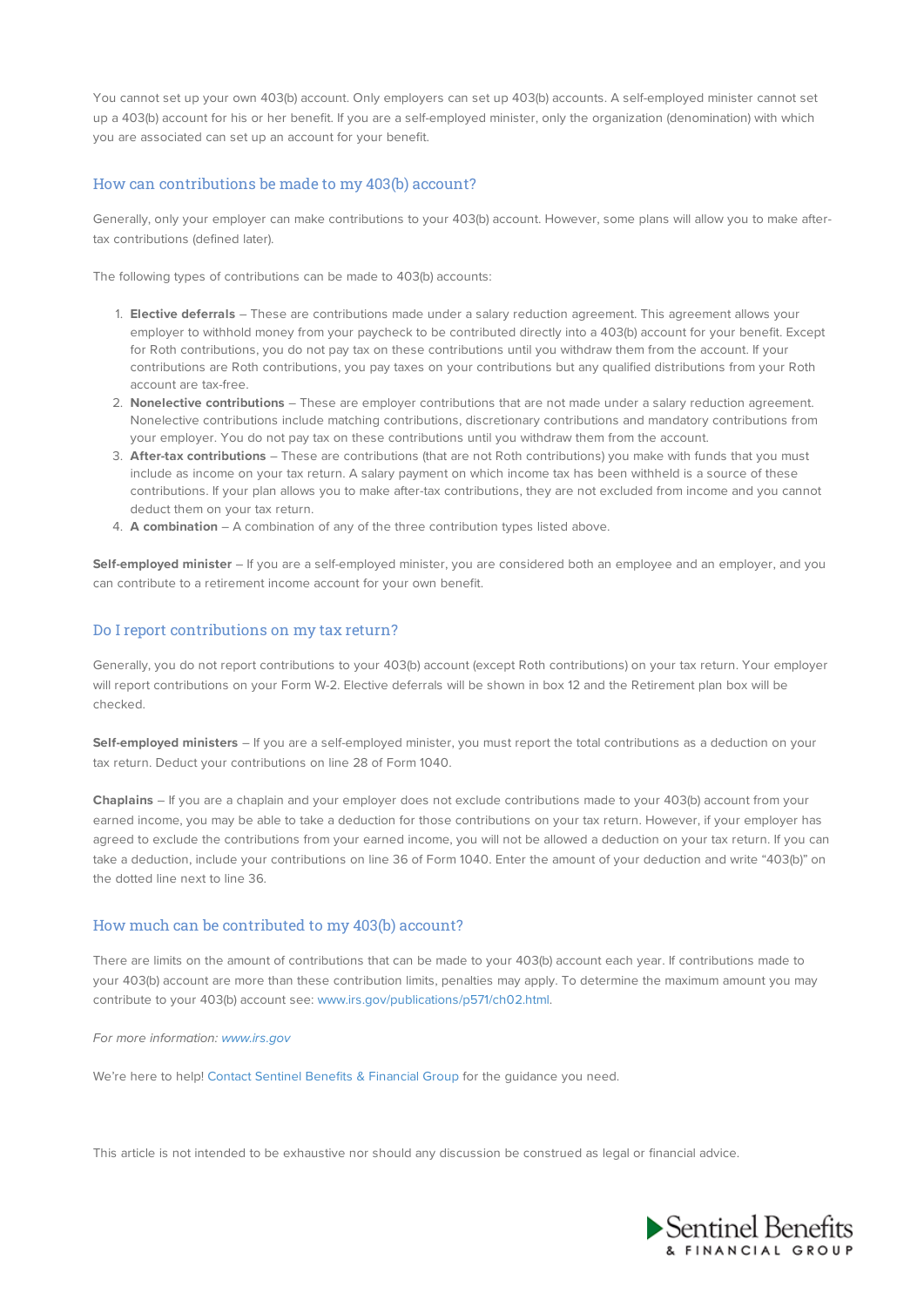You cannot set up your own 403(b) account. Only employers can set up 403(b) accounts. A self-employed minister cannot set up a 403(b) account for his or her benefit. If you are a self-employed minister, only the organization (denomination) with which you are associated can set up an account for your benefit.

## How can contributions be made to my 403(b) account?

Generally, only your employer can make contributions to your 403(b) account. However, some plans will allow you to make after-tax contributions (defined later).

The following types of contributions can be made to 403(b) accounts:

1. **Elective deferrals** – These are contributions made under a salary reduction agreement. This agreement allows your employer to withhold money from your paycheck to be contributed directly into a 403(b) account for your benefit. Except for Roth contributions, you do not pay tax on these contributions until you withdraw them from the account. If your contributions are Roth contributions, you pay taxes on your contributions but any qualified distributions from your Roth account are tax-free.
2. **Nonelective contributions** – These are employer contributions that are not made under a salary reduction agreement. Nonelective contributions include matching contributions, discretionary contributions and mandatory contributions from your employer. You do not pay tax on these contributions until you withdraw them from the account.
3. **After-tax contributions** – These are contributions (that are not Roth contributions) you make with funds that you must include as income on your tax return. A salary payment on which income tax has been withheld is a source of these contributions. If your plan allows you to make after-tax contributions, they are not excluded from income and you cannot deduct them on your tax return.
4. **A combination** – A combination of any of the three contribution types listed above.

**Self-employed minister** – If you are a self-employed minister, you are considered both an employee and an employer, and you can contribute to a retirement income account for your own benefit.

## Do I report contributions on my tax return?

Generally, you do not report contributions to your 403(b) account (except Roth contributions) on your tax return. Your employer will report contributions on your Form W-2. Elective deferrals will be shown in box 12 and the Retirement plan box will be checked.

**Self-employed ministers** – If you are a self-employed minister, you must report the total contributions as a deduction on your tax return. Deduct your contributions on line 28 of Form 1040.

**Chaplains** – If you are a chaplain and your employer does not exclude contributions made to your 403(b) account from your earned income, you may be able to take a deduction for those contributions on your tax return. However, if your employer has agreed to exclude the contributions from your earned income, you will not be allowed a deduction on your tax return. If you can take a deduction, include your contributions on line 36 of Form 1040. Enter the amount of your deduction and write "403(b)" on the dotted line next to line 36.

## How much can be contributed to my 403(b) account?

There are limits on the amount of contributions that can be made to your 403(b) account each year. If contributions made to your 403(b) account are more than these contribution limits, penalties may apply. To determine the maximum amount you may contribute to your 403(b) account see: www.irs.gov/publications/p571/ch02.html.

*For more information: www.irs.gov*

We're here to help! Contact Sentinel Benefits & Financial Group for the guidance you need.

This article is not intended to be exhaustive nor should any discussion be construed as legal or financial advice.

Sentinel Benefits & FINANCIAL GROUP